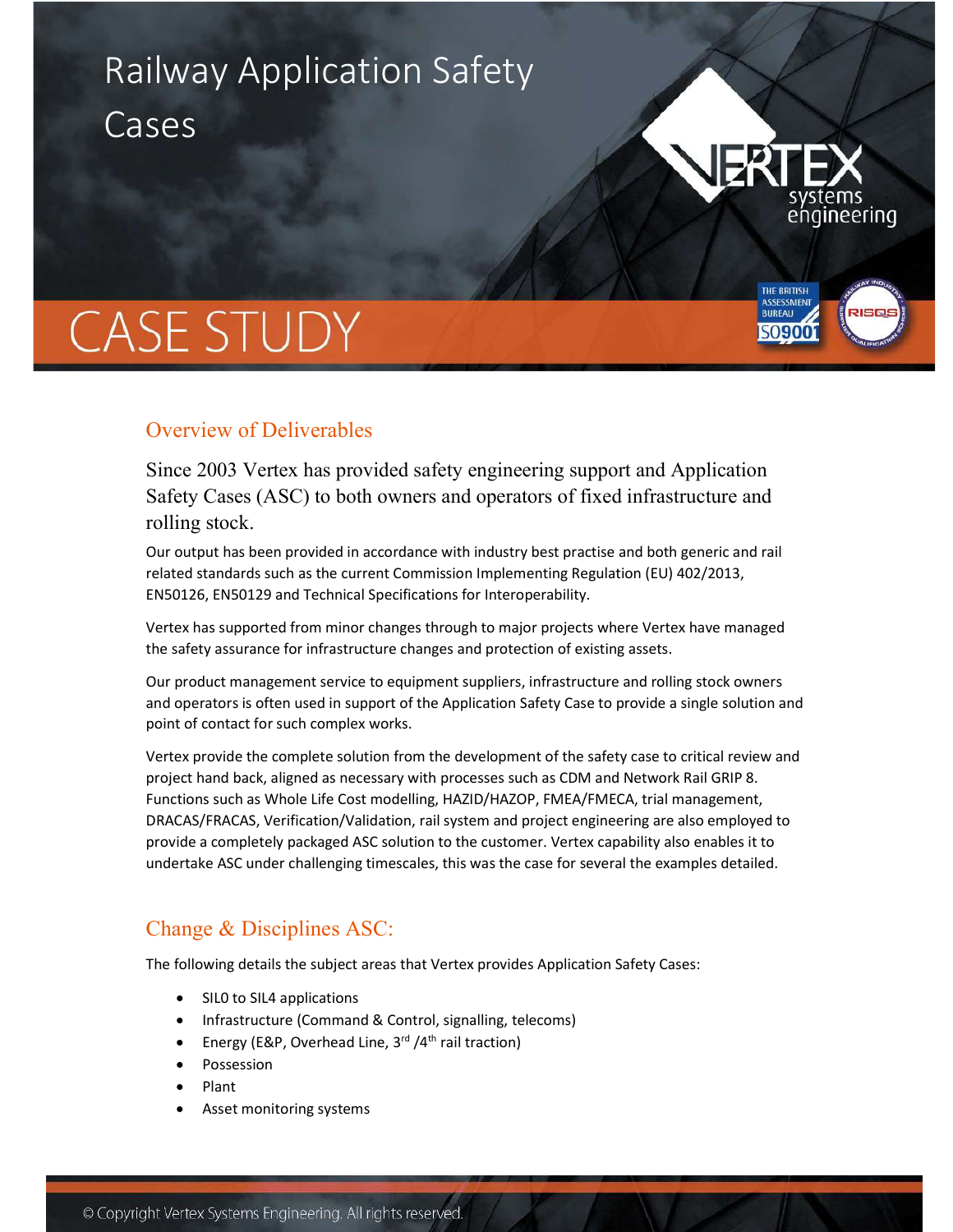# Railway Application Safety Cases

## CASE STUDY

### Overview of Deliverables

Since 2003 Vertex has provided safety engineering support and Application Safety Cases (ASC) to both owners and operators of fixed infrastructure and rolling stock.

Our output has been provided in accordance with industry best practise and both generic and rail related standards such as the current Commission Implementing Regulation (EU) 402/2013, EN50126, EN50129 and Technical Specifications for Interoperability.

Vertex has supported from minor changes through to major projects where Vertex have managed the safety assurance for infrastructure changes and protection of existing assets.

Our product management service to equipment suppliers, infrastructure and rolling stock owners and operators is often used in support of the Application Safety Case to provide a single solution and point of contact for such complex works.

Vertex provide the complete solution from the development of the safety case to critical review and project hand back, aligned as necessary with processes such as CDM and Network Rail GRIP 8. Functions such as Whole Life Cost modelling, HAZID/HAZOP, FMEA/FMECA, trial management, DRACAS/FRACAS, Verification/Validation, rail system and project engineering are also employed to provide a completely packaged ASC solution to the customer. Vertex capability also enables it to undertake ASC under challenging timescales, this was the case for several the examples detailed.

### Change & Disciplines ASC:

The following details the subject areas that Vertex provides Application Safety Cases:

- SIL0 to SIL4 applications
- Infrastructure (Command & Control, signalling, telecoms)
- Energy (E&P, Overhead Line, 3rd /4th rail traction)
- Possession
- Plant
- Asset monitoring systems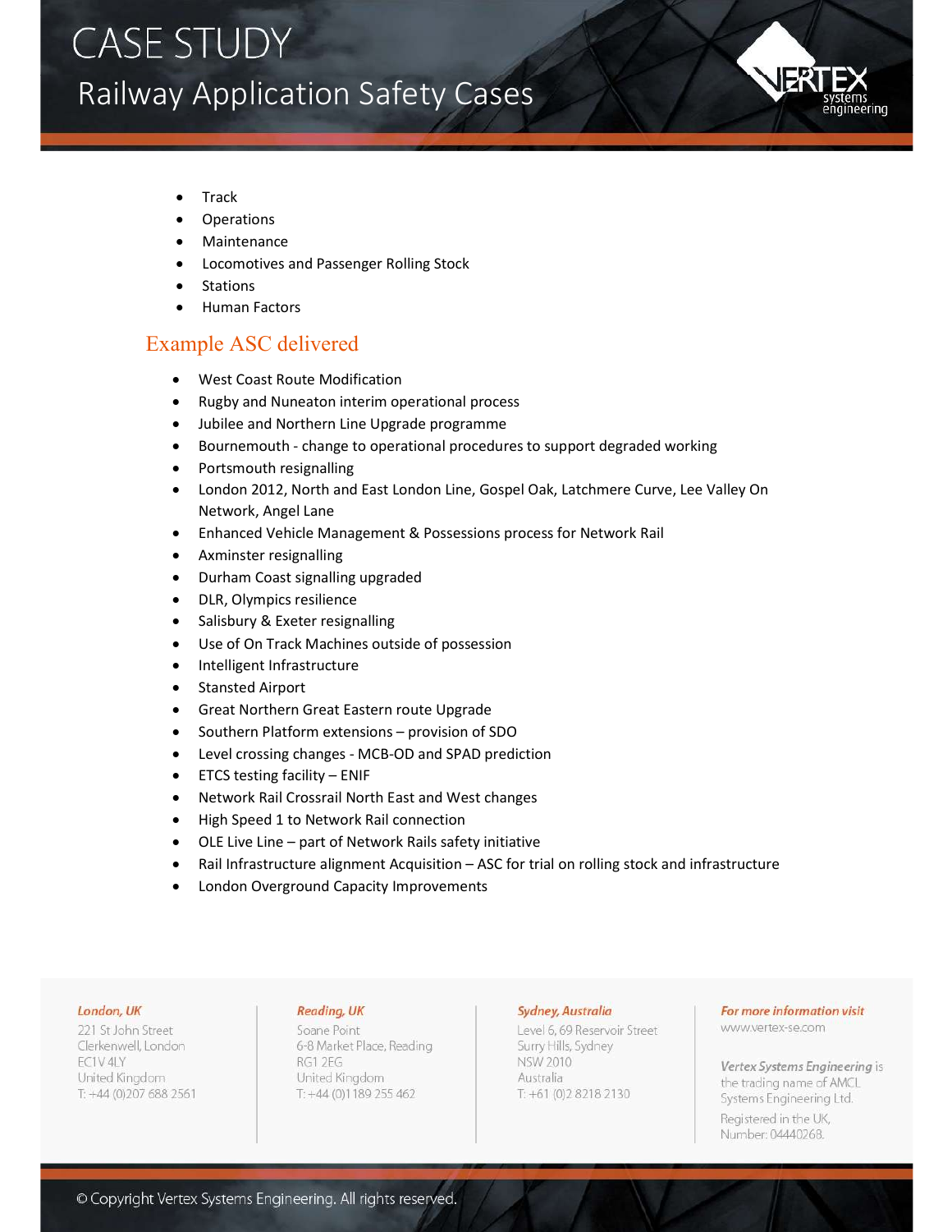- Track
- Operations
- Maintenance
- Locomotives and Passenger Rolling Stock
- Stations
- Human Factors

## Example ASC delivered

- West Coast Route Modification
- Rugby and Nuneaton interim operational process
- Jubilee and Northern Line Upgrade programme
- Bournemouth - change to operational procedures to support degraded working
- Portsmouth resignalling
- London 2012, North and East London Line, Gospel Oak, Latchmere Curve, Lee Valley On Network, Angel Lane
- Enhanced Vehicle Management & Possessions process for Network Rail
- Axminster resignalling
- Durham Coast signalling upgraded
- DLR, Olympics resilience
- Salisbury & Exeter resignalling
- Use of On Track Machines outside of possession
- Intelligent Infrastructure
- Stansted Airport
- Great Northern Great Eastern route Upgrade
- Southern Platform extensions – provision of SDO
- Level crossing changes - MCB-OD and SPAD prediction
- ETCS testing facility – ENIF
- Network Rail Crossrail North East and West changes
- High Speed 1 to Network Rail connection
- OLE Live Line – part of Network Rails safety initiative
- Rail Infrastructure alignment Acquisition – ASC for trial on rolling stock and infrastructure
- London Overground Capacity Improvements

***London, UK***
221 St John Street
Clerkenwell, London
EC1V 4LY
United Kingdom
T: +44 (0)207 688 2561

***Reading, UK***
Soane Point
6-8 Market Place, Reading
RG1 2EG
United Kingdom
T: +44 (0)1189 255 462

***Sydney, Australia***
Level 6, 69 Reservoir Street
Surry Hills, Sydney
NSW 2010
Australia
T: +61 (0)2 8218 2130

***For more information visit***
www.vertex-se.com

*Vertex Systems Engineering* is the trading name of AMCL Systems Engineering Ltd.

Registered in the UK, Number: 04440268.

© Copyright Vertex Systems Engineering. All rights reserved.